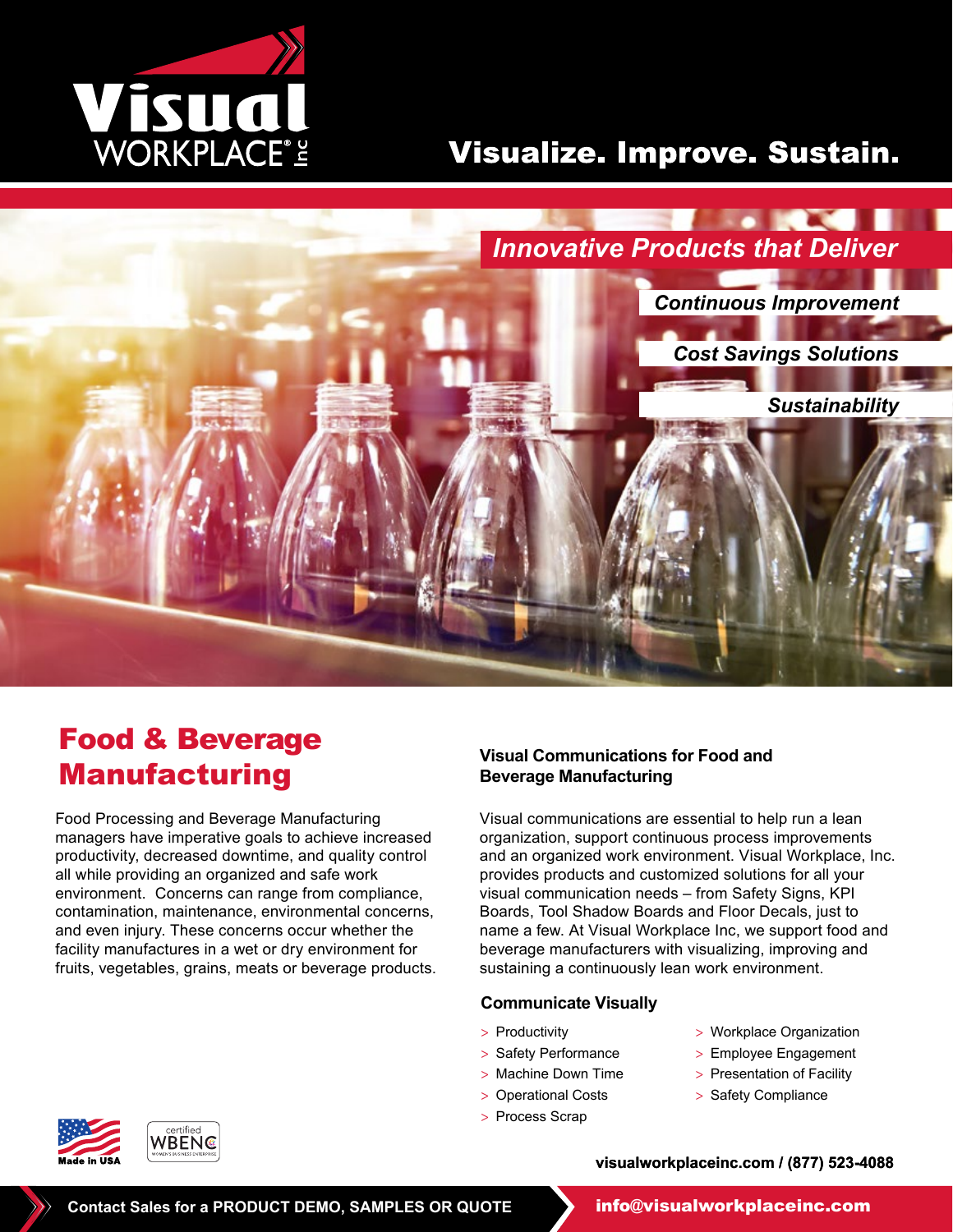Visual WORKPLACE® Inc

# Visualize. Improve. Sustain.

*Innovative Products that Deliver*

*Continuous Improvement*

*Cost Savings Solutions*

*Sustainability*

## Food & Beverage Manufacturing

Food Processing and Beverage Manufacturing managers have imperative goals to achieve increased productivity, decreased downtime, and quality control all while providing an organized and safe work environment. Concerns can range from compliance, contamination, maintenance, environmental concerns, and even injury. These concerns occur whether the facility manufactures in a wet or dry environment for fruits, vegetables, grains, meats or beverage products.

### Visual Communications for Food and Beverage Manufacturing

Visual communications are essential to help run a lean organization, support continuous process improvements and an organized work environment. Visual Workplace, Inc. provides products and customized solutions for all your visual communication needs – from Safety Signs, KPI Boards, Tool Shadow Boards and Floor Decals, just to name a few. At Visual Workplace Inc, we support food and beverage manufacturers with visualizing, improving and sustaining a continuously lean work environment.

### Communicate Visually

- Productivity
- Safety Performance
- Machine Down Time
- Operational Costs
- Process Scrap
- Workplace Organization
- Employee Engagement
- Presentation of Facility
- Safety Compliance

Made in USA

certified WBENC WOMEN'S BUSINESS ENTERPRISE

**visualworkplaceinc.com / (877) 523-4088**

**Contact Sales for a PRODUCT DEMO, SAMPLES OR QUOTE**

**info@visualworkplaceinc.com**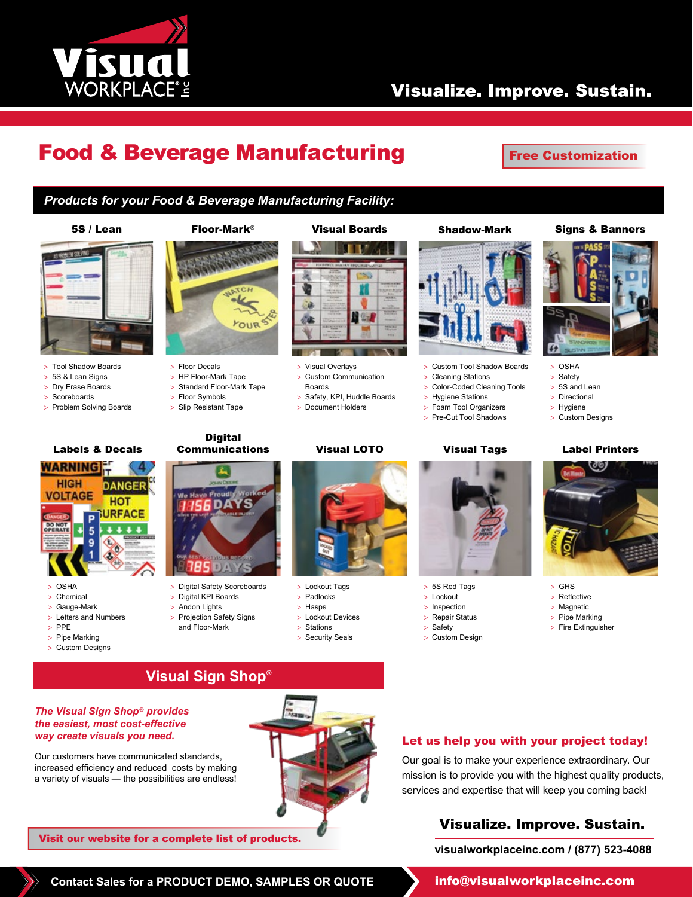Visual WORKPLACE® Inc

Visualize. Improve. Sustain.

# Food & Beverage Manufacturing

Free Customization

## Products for your Food & Beverage Manufacturing Facility:

### 5S / Lean

- Tool Shadow Boards
- 5S & Lean Signs
- Dry Erase Boards
- Scoreboards
- Problem Solving Boards

### Floor-Mark®

- Floor Decals
- HP Floor-Mark Tape
- Standard Floor-Mark Tape
- Floor Symbols
- Slip Resistant Tape

### Visual Boards

- Visual Overlays
- Custom Communication Boards
- Safety, KPI, Huddle Boards
- Document Holders

### Shadow-Mark

- Custom Tool Shadow Boards
- Cleaning Stations
- Color-Coded Cleaning Tools
- Hygiene Stations
- Foam Tool Organizers
- Pre-Cut Tool Shadows

### Signs & Banners

- OSHA
- Safety
- 5S and Lean
- Directional
- Hygiene
- Custom Designs

### Labels & Decals

- OSHA
- Chemical
- Gauge-Mark
- Letters and Numbers
- PPE
- Pipe Marking
- Custom Designs

### Digital Communications

- Digital Safety Scoreboards
- Digital KPI Boards
- Andon Lights
- Projection Safety Signs and Floor-Mark

### Visual LOTO

- Lockout Tags
- Padlocks
- Hasps
- Lockout Devices
- Stations
- Security Seals

### Visual Tags

- 5S Red Tags
- Lockout
- Inspection
- Repair Status
- Safety
- Custom Design

### Label Printers

- GHS
- Reflective
- Magnetic
- Pipe Marking
- Fire Extinguisher

## Visual Sign Shop®

***The Visual Sign Shop® provides the easiest, most cost-effective way create visuals you need.***

Our customers have communicated standards, increased efficiency and reduced costs by making a variety of visuals — the possibilities are endless!

**Visit our website for a complete list of products.**

### Let us help you with your project today!

Our goal is to make your experience extraordinary. Our mission is to provide you with the highest quality products, services and expertise that will keep you coming back!

**Visualize. Improve. Sustain.**

**visualworkplaceinc.com / (877) 523-4088**

**Contact Sales for a PRODUCT DEMO, SAMPLES OR QUOTE** **info@visualworkplaceinc.com**